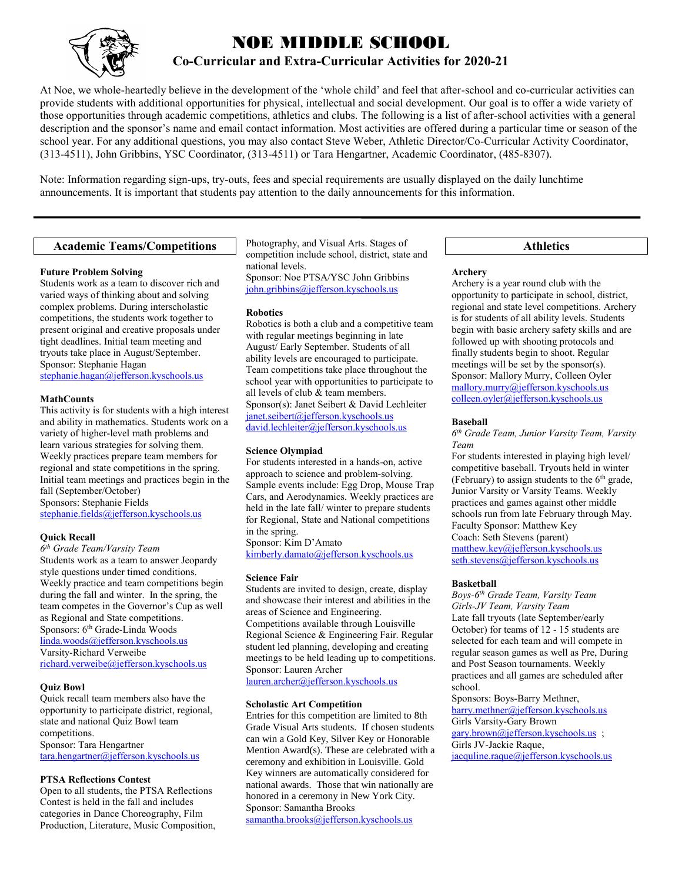# NOE MIDDLE SCHOOL

## Co-Curricular and Extra-Curricular Activities for 2020-21

At Noe, we whole-heartedly believe in the development of the 'whole child' and feel that after-school and co-curricular activities can provide students with additional opportunities for physical, intellectual and social development. Our goal is to offer a wide variety of those opportunities through academic competitions, athletics and clubs. The following is a list of after-school activities with a general description and the sponsor's name and email contact information. Most activities are offered during a particular time or season of the school year. For any additional questions, you may also contact Steve Weber, Athletic Director/Co-Curricular Activity Coordinator, (313-4511), John Gribbins, YSC Coordinator, (313-4511) or Tara Hengartner, Academic Coordinator, (485-8307).

Note: Information regarding sign-ups, try-outs, fees and special requirements are usually displayed on the daily lunchtime announcements. It is important that students pay attention to the daily announcements for this information.

---

## Academic Teams/Competitions

**Future Problem Solving**
Students work as a team to discover rich and varied ways of thinking about and solving complex problems. During interscholastic competitions, the students work together to present original and creative proposals under tight deadlines. Initial team meeting and tryouts take place in August/September.
Sponsor: Stephanie Hagan
stephanie.hagan@jefferson.kyschools.us

**MathCounts**
This activity is for students with a high interest and ability in mathematics. Students work on a variety of higher-level math problems and learn various strategies for solving them. Weekly practices prepare team members for regional and state competitions in the spring. Initial team meetings and practices begin in the fall (September/October)
Sponsors: Stephanie Fields
stephanie.fields@jefferson.kyschools.us

**Quick Recall**
*6th Grade Team/Varsity Team*
Students work as a team to answer Jeopardy style questions under timed conditions. Weekly practice and team competitions begin during the fall and winter. In the spring, the team competes in the Governor's Cup as well as Regional and State competitions.
Sponsors: 6th Grade-Linda Woods
linda.woods@jefferson.kyschools.us
Varsity-Richard Verweibe
richard.verweibe@jefferson.kyschools.us

**Quiz Bowl**
Quick recall team members also have the opportunity to participate district, regional, state and national Quiz Bowl team competitions.
Sponsor: Tara Hengartner
tara.hengartner@jefferson.kyschools.us

**PTSA Reflections Contest**
Open to all students, the PTSA Reflections Contest is held in the fall and includes categories in Dance Choreography, Film Production, Literature, Music Composition, Photography, and Visual Arts. Stages of competition include school, district, state and national levels.
Sponsor: Noe PTSA/YSC John Gribbins
john.gribbins@jefferson.kyschools.us

**Robotics**
Robotics is both a club and a competitive team with regular meetings beginning in late August/ Early September. Students of all ability levels are encouraged to participate. Team competitions take place throughout the school year with opportunities to participate to all levels of club & team members.
Sponsor(s): Janet Seibert & David Lechleiter
janet.seibert@jefferson.kyschools.us
david.lechleiter@jefferson.kyschools.us

**Science Olympiad**
For students interested in a hands-on, active approach to science and problem-solving. Sample events include: Egg Drop, Mouse Trap Cars, and Aerodynamics. Weekly practices are held in the late fall/ winter to prepare students for Regional, State and National competitions in the spring.
Sponsor: Kim D'Amato
kimberly.damato@jefferson.kyschools.us

**Science Fair**
Students are invited to design, create, display and showcase their interest and abilities in the areas of Science and Engineering. Competitions available through Louisville Regional Science & Engineering Fair. Regular student led planning, developing and creating meetings to be held leading up to competitions.
Sponsor: Lauren Archer
lauren.archer@jefferson.kyschools.us

**Scholastic Art Competition**
Entries for this competition are limited to 8th Grade Visual Arts students. If chosen students can win a Gold Key, Silver Key or Honorable Mention Award(s). These are celebrated with a ceremony and exhibition in Louisville. Gold Key winners are automatically considered for national awards. Those that win nationally are honored in a ceremony in New York City.
Sponsor: Samantha Brooks
samantha.brooks@jefferson.kyschools.us

## Athletics

**Archery**
Archery is a year round club with the opportunity to participate in school, district, regional and state level competitions. Archery is for students of all ability levels. Students begin with basic archery safety skills and are followed up with shooting protocols and finally students begin to shoot. Regular meetings will be set by the sponsor(s).
Sponsor: Mallory Murry, Colleen Oyler
mallory.murry@jefferson.kyschools.us
colleen.oyler@jefferson.kyschools.us

**Baseball**
*6th Grade Team, Junior Varsity Team, Varsity Team*
For students interested in playing high level/ competitive baseball. Tryouts held in winter (February) to assign students to the 6th grade, Junior Varsity or Varsity Teams. Weekly practices and games against other middle schools run from late February through May.
Faculty Sponsor: Matthew Key
Coach: Seth Stevens (parent)
matthew.key@jefferson.kyschools.us
seth.stevens@jefferson.kyschools.us

**Basketball**
*Boys-6th Grade Team, Varsity Team*
*Girls-JV Team, Varsity Team*
Late fall tryouts (late September/early October) for teams of 12 - 15 students are selected for each team and will compete in regular season games as well as Pre, During and Post Season tournaments. Weekly practices and all games are scheduled after school.
Sponsors: Boys-Barry Methner,
barry.methner@jefferson.kyschools.us
Girls Varsity-Gary Brown
gary.brown@jefferson.kyschools.us ;
Girls JV-Jackie Raque,
jacquline.raque@jefferson.kyschools.us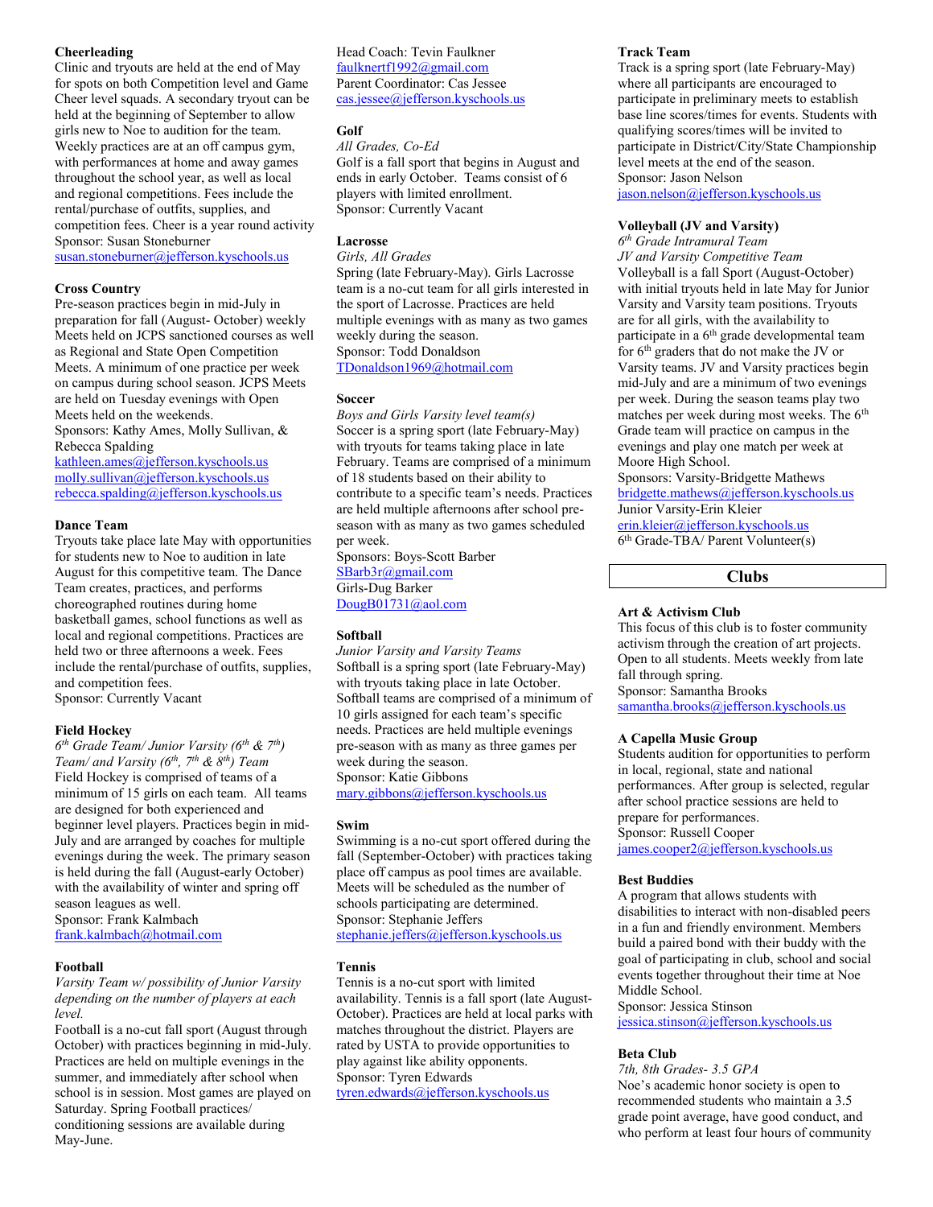**Cheerleading**

Clinic and tryouts are held at the end of May for spots on both Competition level and Game Cheer level squads. A secondary tryout can be held at the beginning of September to allow girls new to Noe to audition for the team. Weekly practices are at an off campus gym, with performances at home and away games throughout the school year, as well as local and regional competitions. Fees include the rental/purchase of outfits, supplies, and competition fees. Cheer is a year round activity
Sponsor: Susan Stoneburner
susan.stoneburner@jefferson.kyschools.us

**Cross Country**

Pre-season practices begin in mid-July in preparation for fall (August- October) weekly Meets held on JCPS sanctioned courses as well as Regional and State Open Competition Meets. A minimum of one practice per week on campus during school season. JCPS Meets are held on Tuesday evenings with Open Meets held on the weekends.
Sponsors: Kathy Ames, Molly Sullivan, & Rebecca Spalding
kathleen.ames@jefferson.kyschools.us
molly.sullivan@jefferson.kyschools.us
rebecca.spalding@jefferson.kyschools.us

**Dance Team**

Tryouts take place late May with opportunities for students new to Noe to audition in late August for this competitive team. The Dance Team creates, practices, and performs choreographed routines during home basketball games, school functions as well as local and regional competitions. Practices are held two or three afternoons a week. Fees include the rental/purchase of outfits, supplies, and competition fees.
Sponsor: Currently Vacant

**Field Hockey**

*6th Grade Team/ Junior Varsity (6th & 7th) Team/ and Varsity (6th, 7th & 8th) Team*
Field Hockey is comprised of teams of a minimum of 15 girls on each team. All teams are designed for both experienced and beginner level players. Practices begin in mid-July and are arranged by coaches for multiple evenings during the week. The primary season is held during the fall (August-early October) with the availability of winter and spring off season leagues as well.
Sponsor: Frank Kalmbach
frank.kalmbach@hotmail.com

**Football**

*Varsity Team w/ possibility of Junior Varsity depending on the number of players at each level.*
Football is a no-cut fall sport (August through October) with practices beginning in mid-July. Practices are held on multiple evenings in the summer, and immediately after school when school is in session. Most games are played on Saturday. Spring Football practices/ conditioning sessions are available during May-June.
Head Coach: Tevin Faulkner
faulknertf1992@gmail.com
Parent Coordinator: Cas Jessee
cas.jessee@jefferson.kyschools.us

**Golf**

*All Grades, Co-Ed*
Golf is a fall sport that begins in August and ends in early October. Teams consist of 6 players with limited enrollment.
Sponsor: Currently Vacant

**Lacrosse**

*Girls, All Grades*
Spring (late February-May). Girls Lacrosse team is a no-cut team for all girls interested in the sport of Lacrosse. Practices are held multiple evenings with as many as two games weekly during the season.
Sponsor: Todd Donaldson
TDonaldson1969@hotmail.com

**Soccer**

*Boys and Girls Varsity level team(s)*
Soccer is a spring sport (late February-May) with tryouts for teams taking place in late February. Teams are comprised of a minimum of 18 students based on their ability to contribute to a specific team's needs. Practices are held multiple afternoons after school pre-season with as many as two games scheduled per week.
Sponsors: Boys-Scott Barber
SBarb3r@gmail.com
Girls-Dug Barker
DougB01731@aol.com

**Softball**

*Junior Varsity and Varsity Teams*
Softball is a spring sport (late February-May) with tryouts taking place in late October. Softball teams are comprised of a minimum of 10 girls assigned for each team's specific needs. Practices are held multiple evenings pre-season with as many as three games per week during the season.
Sponsor: Katie Gibbons
mary.gibbons@jefferson.kyschools.us

**Swim**

Swimming is a no-cut sport offered during the fall (September-October) with practices taking place off campus as pool times are available. Meets will be scheduled as the number of schools participating are determined.
Sponsor: Stephanie Jeffers
stephanie.jeffers@jefferson.kyschools.us

**Tennis**

Tennis is a no-cut sport with limited availability. Tennis is a fall sport (late August-October). Practices are held at local parks with matches throughout the district. Players are rated by USTA to provide opportunities to play against like ability opponents.
Sponsor: Tyren Edwards
tyren.edwards@jefferson.kyschools.us

**Track Team**

Track is a spring sport (late February-May) where all participants are encouraged to participate in preliminary meets to establish base line scores/times for events. Students with qualifying scores/times will be invited to participate in District/City/State Championship level meets at the end of the season.
Sponsor: Jason Nelson
jason.nelson@jefferson.kyschools.us

**Volleyball (JV and Varsity)**

*6th Grade Intramural Team*
*JV and Varsity Competitive Team*
Volleyball is a fall Sport (August-October) with initial tryouts held in late May for Junior Varsity and Varsity team positions. Tryouts are for all girls, with the availability to participate in a 6th grade developmental team for 6th graders that do not make the JV or Varsity teams. JV and Varsity practices begin mid-July and are a minimum of two evenings per week. During the season teams play two matches per week during most weeks. The 6th Grade team will practice on campus in the evenings and play one match per week at Moore High School.
Sponsors: Varsity-Bridgette Mathews
bridgette.mathews@jefferson.kyschools.us
Junior Varsity-Erin Kleier
erin.kleier@jefferson.kyschools.us
6th Grade-TBA/ Parent Volunteer(s)

## Clubs

**Art & Activism Club**

This focus of this club is to foster community activism through the creation of art projects. Open to all students. Meets weekly from late fall through spring.
Sponsor: Samantha Brooks
samantha.brooks@jefferson.kyschools.us

**A Capella Music Group**

Students audition for opportunities to perform in local, regional, state and national performances. After group is selected, regular after school practice sessions are held to prepare for performances.
Sponsor: Russell Cooper
james.cooper2@jefferson.kyschools.us

**Best Buddies**

A program that allows students with disabilities to interact with non-disabled peers in a fun and friendly environment. Members build a paired bond with their buddy with the goal of participating in club, school and social events together throughout their time at Noe Middle School.
Sponsor: Jessica Stinson
jessica.stinson@jefferson.kyschools.us

**Beta Club**

*7th, 8th Grades- 3.5 GPA*
Noe's academic honor society is open to recommended students who maintain a 3.5 grade point average, have good conduct, and who perform at least four hours of community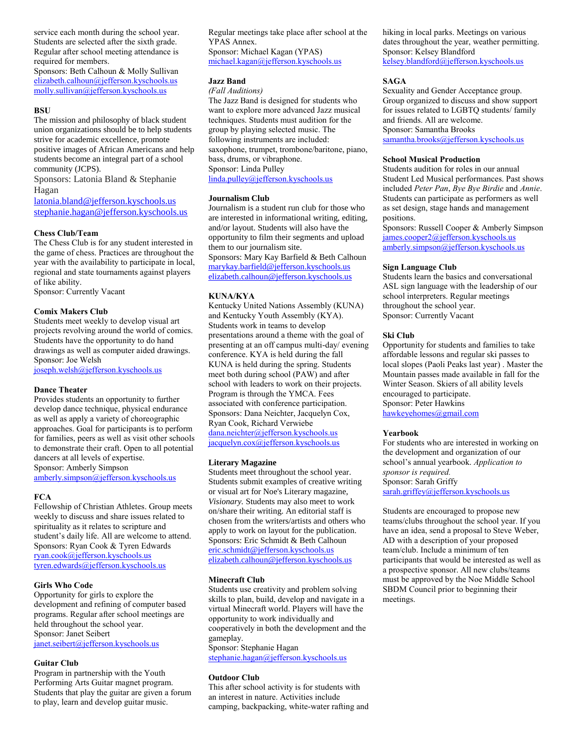service each month during the school year. Students are selected after the sixth grade. Regular after school meeting attendance is required for members.
Sponsors: Beth Calhoun & Molly Sullivan
elizabeth.calhoun@jefferson.kyschools.us
molly.sullivan@jefferson.kyschools.us

**BSU**
The mission and philosophy of black student union organizations should be to help students strive for academic excellence, promote positive images of African Americans and help students become an integral part of a school community (JCPS).
Sponsors: Latonia Bland & Stephanie Hagan
latonia.bland@jefferson.kyschools.us
stephanie.hagan@jefferson.kyschools.us

**Chess Club/Team**
The Chess Club is for any student interested in the game of chess. Practices are throughout the year with the availability to participate in local, regional and state tournaments against players of like ability.
Sponsor: Currently Vacant

**Comix Makers Club**
Students meet weekly to develop visual art projects revolving around the world of comics. Students have the opportunity to do hand drawings as well as computer aided drawings.
Sponsor: Joe Welsh
joseph.welsh@jefferson.kyschools.us

**Dance Theater**
Provides students an opportunity to further develop dance technique, physical endurance as well as apply a variety of choreographic approaches. Goal for participants is to perform for families, peers as well as visit other schools to demonstrate their craft. Open to all potential dancers at all levels of expertise.
Sponsor: Amberly Simpson
amberly.simpson@jefferson.kyschools.us

**FCA**
Fellowship of Christian Athletes. Group meets weekly to discuss and share issues related to spirituality as it relates to scripture and student's daily life. All are welcome to attend.
Sponsors: Ryan Cook & Tyren Edwards
ryan.cook@jefferson.kyschools.us
tyren.edwards@jefferson.kyschools.us

**Girls Who Code**
Opportunity for girls to explore the development and refining of computer based programs. Regular after school meetings are held throughout the school year.
Sponsor: Janet Seibert
janet.seibert@jefferson.kyschools.us

**Guitar Club**
Program in partnership with the Youth Performing Arts Guitar magnet program. Students that play the guitar are given a forum to play, learn and develop guitar music. Regular meetings take place after school at the YPAS Annex.
Sponsor: Michael Kagan (YPAS)
michael.kagan@jefferson.kyschools.us

**Jazz Band**
*(Fall Auditions)*
The Jazz Band is designed for students who want to explore more advanced Jazz musical techniques. Students must audition for the group by playing selected music. The following instruments are included: saxophone, trumpet, trombone/baritone, piano, bass, drums, or vibraphone.
Sponsor: Linda Pulley
linda.pulley@jefferson.kyschools.us

**Journalism Club**
Journalism is a student run club for those who are interested in informational writing, editing, and/or layout. Students will also have the opportunity to film their segments and upload them to our journalism site.
Sponsors: Mary Kay Barfield & Beth Calhoun
marykay.barfield@jefferson.kyschools.us
elizabeth.calhoun@jefferson.kyschools.us

**KUNA/KYA**
Kentucky United Nations Assembly (KUNA) and Kentucky Youth Assembly (KYA). Students work in teams to develop presentations around a theme with the goal of presenting at an off campus multi-day/ evening conference. KYA is held during the fall KUNA is held during the spring. Students meet both during school (PAW) and after school with leaders to work on their projects. Program is through the YMCA. Fees associated with conference participation.
Sponsors: Dana Neichter, Jacquelyn Cox, Ryan Cook, Richard Verwiebe
dana.neichter@jefferson.kyschools.us
jacquelyn.cox@jefferson.kyschools.us

**Literary Magazine**
Students meet throughout the school year. Students submit examples of creative writing or visual art for Noe's Literary magazine, *Visionary.* Students may also meet to work on/share their writing. An editorial staff is chosen from the writers/artists and others who apply to work on layout for the publication.
Sponsors: Eric Schmidt & Beth Calhoun
eric.schmidt@jefferson.kyschools.us
elizabeth.calhoun@jefferson.kyschools.us

**Minecraft Club**
Students use creativity and problem solving skills to plan, build, develop and navigate in a virtual Minecraft world. Players will have the opportunity to work individually and cooperatively in both the development and the gameplay.
Sponsor: Stephanie Hagan
stephanie.hagan@jefferson.kyschools.us

**Outdoor Club**
This after school activity is for students with an interest in nature. Activities include camping, backpacking, white-water rafting and hiking in local parks. Meetings on various dates throughout the year, weather permitting.
Sponsor: Kelsey Blandford
kelsey.blandford@jefferson.kyschools.us

**SAGA**
Sexuality and Gender Acceptance group. Group organized to discuss and show support for issues related to LGBTQ students/ family and friends. All are welcome.
Sponsor: Samantha Brooks
samantha.brooks@jefferson.kyschools.us

**School Musical Production**
Students audition for roles in our annual Student Led Musical performances. Past shows included *Peter Pan*, *Bye Bye Birdie* and *Annie*. Students can participate as performers as well as set design, stage hands and management positions.
Sponsors: Russell Cooper & Amberly Simpson
james.cooper2@jefferson.kyschools.us
amberly.simpson@jefferson.kyschools.us

**Sign Language Club**
Students learn the basics and conversational ASL sign language with the leadership of our school interpreters. Regular meetings throughout the school year.
Sponsor: Currently Vacant

**Ski Club**
Opportunity for students and families to take affordable lessons and regular ski passes to local slopes (Paoli Peaks last year) . Master the Mountain passes made available in fall for the Winter Season. Skiers of all ability levels encouraged to participate.
Sponsor: Peter Hawkins
hawkeyehomes@gmail.com

**Yearbook**
For students who are interested in working on the development and organization of our school's annual yearbook. *Application to sponsor is required.*
Sponsor: Sarah Griffy
sarah.griffey@jefferson.kyschools.us

Students are encouraged to propose new teams/clubs throughout the school year. If you have an idea, send a proposal to Steve Weber, AD with a description of your proposed team/club. Include a minimum of ten participants that would be interested as well as a prospective sponsor. All new clubs/teams must be approved by the Noe Middle School SBDM Council prior to beginning their meetings.